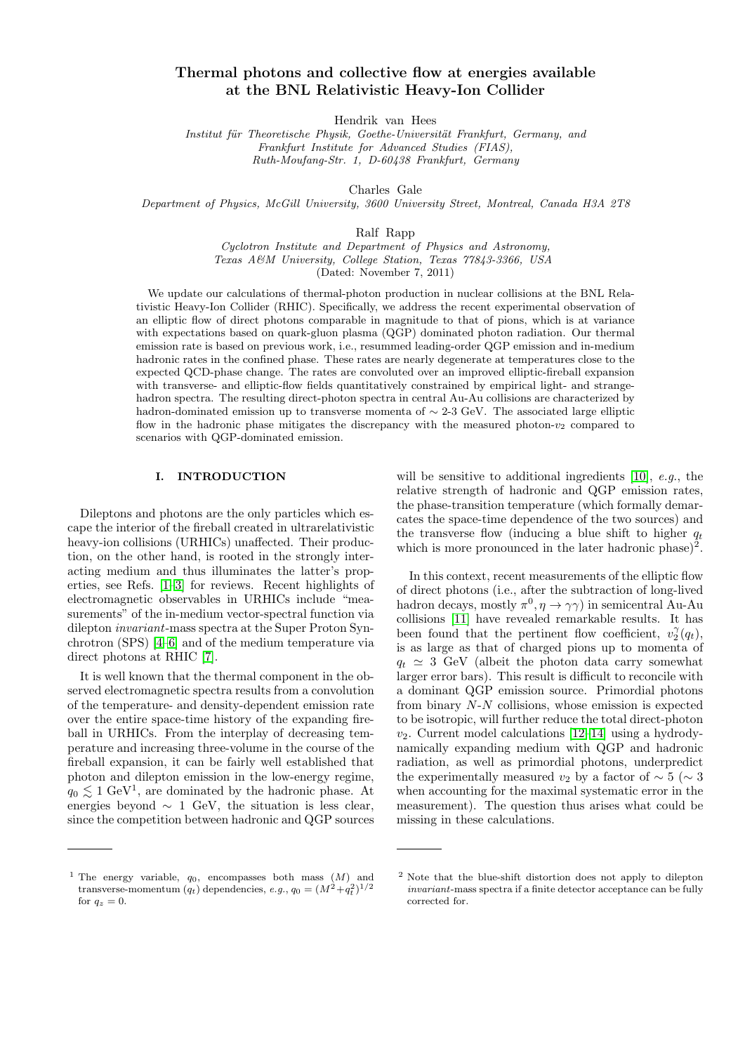# Thermal photons and collective flow at energies available at the BNL Relativistic Heavy-Ion Collider

Hendrik van Hees

*Institut für Theoretische Physik, Goethe-Universität Frankfurt, Germany, and Frankfurt Institute for Advanced Studies (FIAS), Ruth-Moufang-Str. 1, D-60438 Frankfurt, Germany*

Charles Gale

*Department of Physics, McGill University, 3600 University Street, Montreal, Canada H3A 2T8*

Ralf Rapp

*Cyclotron Institute and Department of Physics and Astronomy, Texas A&M University, College Station, Texas 77843-3366, USA*

(Dated: November 7, 2011)

We update our calculations of thermal-photon production in nuclear collisions at the BNL Relativistic Heavy-Ion Collider (RHIC). Specifically, we address the recent experimental observation of an elliptic flow of direct photons comparable in magnitude to that of pions, which is at variance with expectations based on quark-gluon plasma (QGP) dominated photon radiation. Our thermal emission rate is based on previous work, i.e., resummed leading-order QGP emission and in-medium hadronic rates in the confined phase. These rates are nearly degenerate at temperatures close to the expected QCD-phase change. The rates are convoluted over an improved elliptic-fireball expansion with transverse- and elliptic-flow fields quantitatively constrained by empirical light- and strange-hadron spectra. The resulting direct-photon spectra in central Au-Au collisions are characterized by hadron-dominated emission up to transverse momenta of $\sim$ 2-3 GeV. The associated large elliptic flow in the hadronic phase mitigates the discrepancy with the measured photon-$v_2$ compared to scenarios with QGP-dominated emission.

## I. INTRODUCTION

Dileptons and photons are the only particles which escape the interior of the fireball created in ultrarelativistic heavy-ion collisions (URHICs) unaffected. Their production, on the other hand, is rooted in the strongly interacting medium and thus illuminates the latter's properties, see Refs. [1–3] for reviews. Recent highlights of electromagnetic observables in URHICs include "measurements" of the in-medium vector-spectral function via dilepton *invariant*-mass spectra at the Super Proton Synchrotron (SPS) [4–6] and of the medium temperature via direct photons at RHIC [7].

It is well known that the thermal component in the observed electromagnetic spectra results from a convolution of the temperature- and density-dependent emission rate over the entire space-time history of the expanding fireball in URHICs. From the interplay of decreasing temperature and increasing three-volume in the course of the fireball expansion, it can be fairly well established that photon and dilepton emission in the low-energy regime, $q_0 \lesssim 1$ GeV[1], are dominated by the hadronic phase. At energies beyond $\sim$ 1 GeV, the situation is less clear, since the competition between hadronic and QGP sources will be sensitive to additional ingredients [10], *e.g.*, the relative strength of hadronic and QGP emission rates, the phase-transition temperature (which formally demarcates the space-time dependence of the two sources) and the transverse flow (inducing a blue shift to higher $q_t$ which is more pronounced in the later hadronic phase)[2].

In this context, recent measurements of the elliptic flow of direct photons (i.e., after the subtraction of long-lived hadron decays, mostly $\pi^0, \eta \to \gamma\gamma$) in semicentral Au-Au collisions [11] have revealed remarkable results. It has been found that the pertinent flow coefficient, $v_2^\gamma(q_t)$, is as large as that of charged pions up to momenta of $q_t \simeq 3$ GeV (albeit the photon data carry somewhat larger error bars). This result is difficult to reconcile with a dominant QGP emission source. Primordial photons from binary $N$-$N$ collisions, whose emission is expected to be isotropic, will further reduce the total direct-photon $v_2$. Current model calculations [12–14] using a hydrodynamically expanding medium with QGP and hadronic radiation, as well as primordial photons, underpredict the experimentally measured $v_2$ by a factor of $\sim 5$ ($\sim 3$ when accounting for the maximal systematic error in the measurement). The question thus arises what could be missing in these calculations.

---

[1] The energy variable, $q_0$, encompasses both mass ($M$) and transverse-momentum ($q_t$) dependencies, *e.g.*, $q_0 = (M^2+q_t^2)^{1/2}$ for $q_z = 0$.

[2] Note that the blue-shift distortion does not apply to dilepton *invariant*-mass spectra if a finite detector acceptance can be fully corrected for.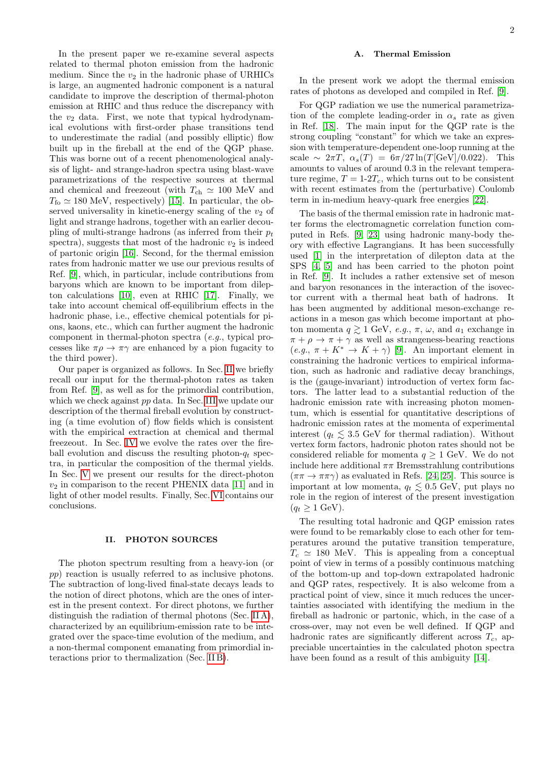In the present paper we re-examine several aspects related to thermal photon emission from the hadronic medium. Since the $v_2$ in the hadronic phase of URHICs is large, an augmented hadronic component is a natural candidate to improve the description of thermal-photon emission at RHIC and thus reduce the discrepancy with the $v_2$ data. First, we note that typical hydrodynamical evolutions with first-order phase transitions tend to underestimate the radial (and possibly elliptic) flow built up in the fireball at the end of the QGP phase. This was borne out of a recent phenomenological analysis of light- and strange-hadron spectra using blast-wave parametrizations of the respective sources at thermal and chemical and freezeout (with $T_{\rm ch} \simeq 100$ MeV and $T_{\rm fo} \simeq 180$ MeV, respectively) [15]. In particular, the observed universality in kinetic-energy scaling of the $v_2$ of light and strange hadrons, together with an earlier decoupling of multi-strange hadrons (as inferred from their $p_t$ spectra), suggests that most of the hadronic $v_2$ is indeed of partonic origin [16]. Second, for the thermal emission rates from hadronic matter we use our previous results of Ref. [9], which, in particular, include contributions from baryons which are known to be important from dilepton calculations [10], even at RHIC [17]. Finally, we take into account chemical off-equilibrium effects in the hadronic phase, i.e., effective chemical potentials for pions, kaons, etc., which can further augment the hadronic component in thermal-photon spectra (*e.g.*, typical processes like $\pi\rho \to \pi\gamma$ are enhanced by a pion fugacity to the third power).

Our paper is organized as follows. In Sec. II we briefly recall our input for the thermal-photon rates as taken from Ref. [9], as well as for the primordial contribution, which we check against $pp$ data. In Sec. III we update our description of the thermal fireball evolution by constructing (a time evolution of) flow fields which is consistent with the empirical extraction at chemical and thermal freezeout. In Sec. IV we evolve the rates over the fireball evolution and discuss the resulting photon-$q_t$ spectra, in particular the composition of the thermal yields. In Sec. V we present our results for the direct-photon $v_2$ in comparison to the recent PHENIX data [11] and in light of other model results. Finally, Sec. VI contains our conclusions.

## II. PHOTON SOURCES

The photon spectrum resulting from a heavy-ion (or $pp$) reaction is usually referred to as inclusive photons. The subtraction of long-lived final-state decays leads to the notion of direct photons, which are the ones of interest in the present context. For direct photons, we further distinguish the radiation of thermal photons (Sec. II A), characterized by an equilibrium-emission rate to be integrated over the space-time evolution of the medium, and a non-thermal component emanating from primordial interactions prior to thermalization (Sec. II B).

### A. Thermal Emission

In the present work we adopt the thermal emission rates of photons as developed and compiled in Ref. [9].

For QGP radiation we use the numerical parametrization of the complete leading-order in $\alpha_s$ rate as given in Ref. [18]. The main input for the QGP rate is the strong coupling "constant" for which we take an expression with temperature-dependent one-loop running at the scale $\sim 2\pi T$, $\alpha_s(T) = 6\pi/27\ln(T[\text{GeV}]/0.022)$. This amounts to values of around 0.3 in the relevant temperature regime, $T$ = 1-2$T_c$, which turns out to be consistent with recent estimates from the (perturbative) Coulomb term in in-medium heavy-quark free energies [22].

The basis of the thermal emission rate in hadronic matter forms the electromagnetic correlation function computed in Refs. [9, 23] using hadronic many-body theory with effective Lagrangians. It has been successfully used [1] in the interpretation of dilepton data at the SPS [4, 5] and has been carried to the photon point in Ref. [9]. It includes a rather extensive set of meson and baryon resonances in the interaction of the isovector current with a thermal heat bath of hadrons. It has been augmented by additional meson-exchange reactions in a meson gas which become important at photon momenta $q \gtrsim 1$ GeV, *e.g.*, $\pi$, $\omega$, and $a_1$ exchange in $\pi + \rho \to \pi + \gamma$ as well as strangeness-bearing reactions (*e.g.*, $\pi + K^* \to K + \gamma$) [9]. An important element in constraining the hadronic vertices to empirical information, such as hadronic and radiative decay branchings, is the (gauge-invariant) introduction of vertex form factors. The latter lead to a substantial reduction of the hadronic emission rate with increasing photon momentum, which is essential for quantitative descriptions of hadronic emission rates at the momenta of experimental interest ($q_t \lesssim 3.5$ GeV for thermal radiation). Without vertex form factors, hadronic photon rates should not be considered reliable for momenta $q \geq 1$ GeV. We do not include here additional $\pi\pi$ Bremsstrahlung contributions ($\pi\pi \to \pi\pi\gamma$) as evaluated in Refs. [24, 25]. This source is important at low momenta, $q_t \lesssim 0.5$ GeV, put plays no role in the region of interest of the present investigation ($q_t \geq 1$ GeV).

The resulting total hadronic and QGP emission rates were found to be remarkably close to each other for temperatures around the putative transition temperature, $T_c \simeq 180$ MeV. This is appealing from a conceptual point of view in terms of a possibly continuous matching of the bottom-up and top-down extrapolated hadronic and QGP rates, respectively. It is also welcome from a practical point of view, since it much reduces the uncertainties associated with identifying the medium in the fireball as hadronic or partonic, which, in the case of a cross-over, may not even be well defined. If QGP and hadronic rates are significantly different across $T_c$, appreciable uncertainties in the calculated photon spectra have been found as a result of this ambiguity [14].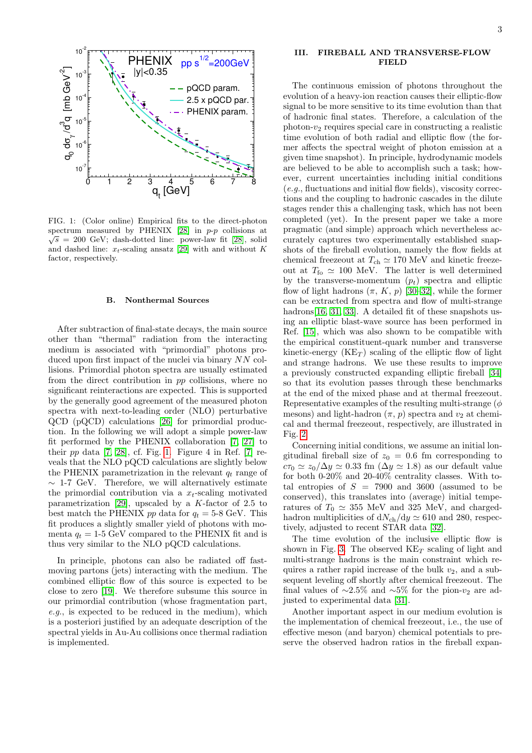FIG. 1: (Color online) Empirical fits to the direct-photon spectrum measured by PHENIX [28] in $p$-$p$ collisions at $\sqrt{s}$ = 200 GeV; dash-dotted line: power-law fit [28], solid and dashed line: $x_t$-scaling ansatz [29] with and without $K$ factor, respectively.

### B. Nonthermal Sources

After subtraction of final-state decays, the main source other than "thermal" radiation from the interacting medium is associated with "primordial" photons produced upon first impact of the nuclei via binary $NN$ collisions. Primordial photon spectra are usually estimated from the direct contribution in $pp$ collisions, where no significant reinteractions are expected. This is supported by the generally good agreement of the measured photon spectra with next-to-leading order (NLO) perturbative QCD (pQCD) calculations [26] for primordial production. In the following we will adopt a simple power-law fit performed by the PHENIX collaboration [7, 27] to their $pp$ data [7, 28], cf. Fig. 1. Figure 4 in Ref. [7] reveals that the NLO pQCD calculations are slightly below the PHENIX parametrization in the relevant $q_t$ range of $\sim$ 1-7 GeV. Therefore, we will alternatively estimate the primordial contribution via a $x_t$-scaling motivated parametrization [29], upscaled by a $K$-factor of 2.5 to best match the PHENIX $pp$ data for $q_t$ = 5-8 GeV. This fit produces a slightly smaller yield of photons with momenta $q_t$ = 1-5 GeV compared to the PHENIX fit and is thus very similar to the NLO pQCD calculations.

In principle, photons can also be radiated off fast-moving partons (jets) interacting with the medium. The combined elliptic flow of this source is expected to be close to zero [19]. We therefore subsume this source in our primordial contribution (whose fragmentation part, *e.g.*, is expected to be reduced in the medium), which is a posteriori justified by an adequate description of the spectral yields in Au-Au collisions once thermal radiation is implemented.

## III. FIREBALL AND TRANSVERSE-FLOW FIELD

The continuous emission of photons throughout the evolution of a heavy-ion reaction causes their elliptic-flow signal to be more sensitive to its time evolution than that of hadronic final states. Therefore, a calculation of the photon-$v_2$ requires special care in constructing a realistic time evolution of both radial and elliptic flow (the former affects the spectral weight of photon emission at a given time snapshot). In principle, hydrodynamic models are believed to be able to accomplish such a task; however, current uncertainties including initial conditions (*e.g.*, fluctuations and initial flow fields), viscosity corrections and the coupling to hadronic cascades in the dilute stages render this a challenging task, which has not been completed (yet). In the present paper we take a more pragmatic (and simple) approach which nevertheless accurately captures two experimentally established snapshots of the fireball evolution, namely the flow fields at chemical freezeout at $T_{\rm ch} \simeq 170$ MeV and kinetic freezeout at $T_{\rm fo} \simeq 100$ MeV. The latter is well determined by the transverse-momentum ($p_t$) spectra and elliptic flow of light hadrons ($\pi$, $K$, $p$) [30–32], while the former can be extracted from spectra and flow of multi-strange hadrons[16, 31, 33]. A detailed fit of these snapshots using an elliptic blast-wave source has been performed in Ref. [15], which was also shown to be compatible with the empirical constituent-quark number and transverse kinetic-energy (KE$_T$) scaling of the elliptic flow of light and strange hadrons. We use these results to improve a previously constructed expanding elliptic fireball [34] so that its evolution passes through these benchmarks at the end of the mixed phase and at thermal freezeout. Representative examples of the resulting multi-strange ($\phi$ mesons) and light-hadron ($\pi$, $p$) spectra and $v_2$ at chemical and thermal freezeout, respectively, are illustrated in Fig. 2.

Concerning initial conditions, we assume an initial longitudinal fireball size of $z_0$ = 0.6 fm corresponding to $c\tau_0 \simeq z_0/\Delta y \simeq 0.33$ fm ($\Delta y \simeq 1.8$) as our default value for both 0-20% and 20-40% centrality classes. With total entropies of $S$ = 7900 and 3600 (assumed to be conserved), this translates into (average) initial temperatures of $T_0 \simeq 355$ MeV and 325 MeV, and charged-hadron multiplicities of d$N_{\rm ch}$/d$y \simeq 610$ and 280, respectively, adjusted to recent STAR data [32].

The time evolution of the inclusive elliptic flow is shown in Fig. 3. The observed KE$_T$ scaling of light and multi-strange hadrons is the main constraint which requires a rather rapid increase of the bulk $v_2$, and a subsequent leveling off shortly after chemical freezeout. The final values of $\sim$2.5% and $\sim$5% for the pion-$v_2$ are adjusted to experimental data [31].

Another important aspect in our medium evolution is the implementation of chemical freezeout, i.e., the use of effective meson (and baryon) chemical potentials to preserve the observed hadron ratios in the fireball expan-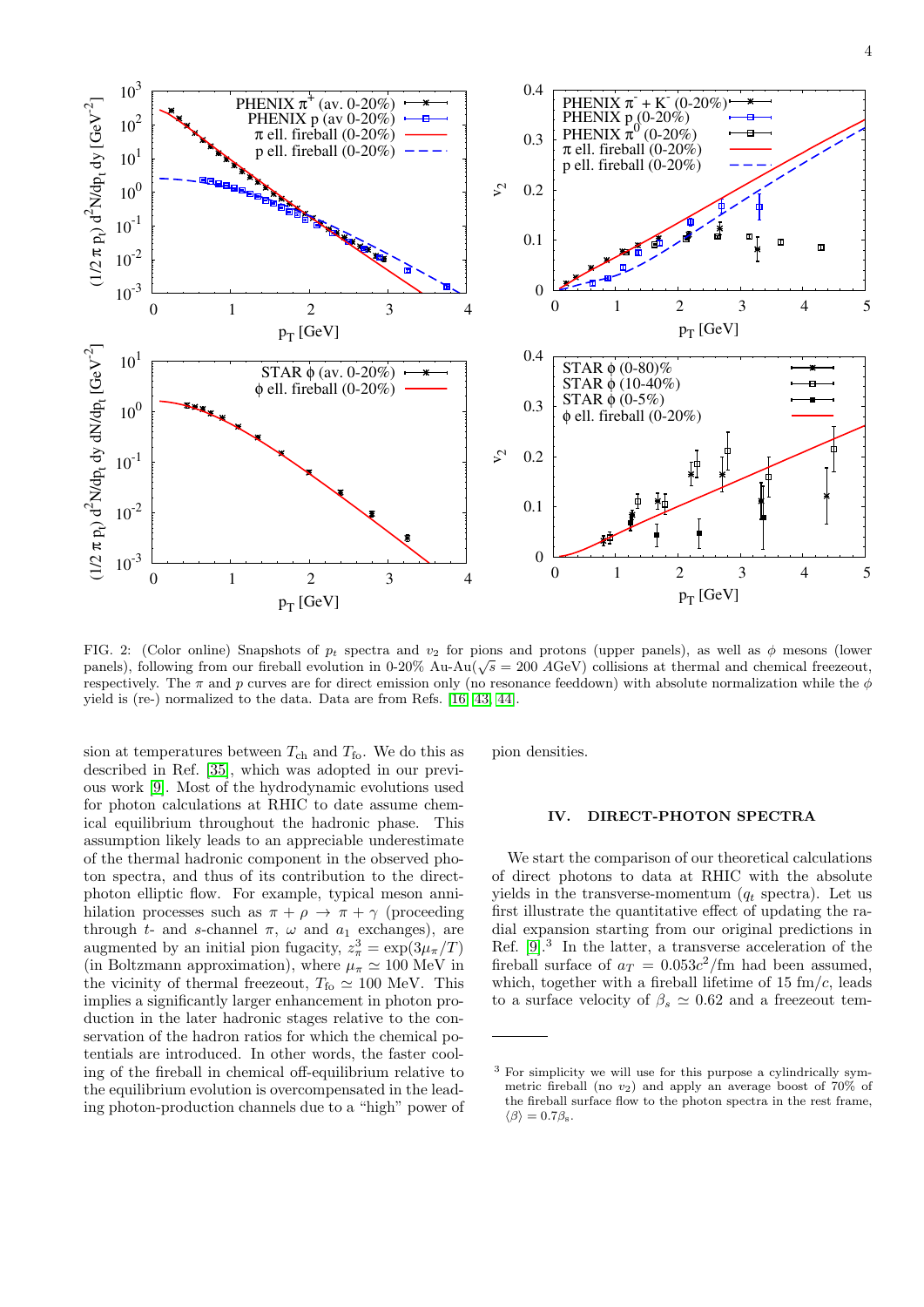FIG. 2: (Color online) Snapshots of $p_t$ spectra and $v_2$ for pions and protons (upper panels), as well as $\phi$ mesons (lower panels), following from our fireball evolution in 0-20% Au-Au($\sqrt{s}$ = 200 AGeV) collisions at thermal and chemical freezeout, respectively. The $\pi$ and $p$ curves are for direct emission only (no resonance feeddown) with absolute normalization while the $\phi$ yield is (re-) normalized to the data. Data are from Refs. [16, 43, 44].

sion at temperatures between $T_{\rm ch}$ and $T_{\rm fo}$. We do this as described in Ref. [35], which was adopted in our previous work [9]. Most of the hydrodynamic evolutions used for photon calculations at RHIC to date assume chemical equilibrium throughout the hadronic phase. This assumption likely leads to an appreciable underestimate of the thermal hadronic component in the observed photon spectra, and thus of its contribution to the direct-photon elliptic flow. For example, typical meson annihilation processes such as $\pi + \rho \to \pi + \gamma$ (proceeding through $t$- and $s$-channel $\pi$, $\omega$ and $a_1$ exchanges), are augmented by an initial pion fugacity, $z_\pi^3 = \exp(3\mu_\pi/T)$ (in Boltzmann approximation), where $\mu_\pi \simeq 100$ MeV in the vicinity of thermal freezeout, $T_{\rm fo} \simeq 100$ MeV. This implies a significantly larger enhancement in photon production in the later hadronic stages relative to the conservation of the hadron ratios for which the chemical potentials are introduced. In other words, the faster cooling of the fireball in chemical off-equilibrium relative to the equilibrium evolution is overcompensated in the leading photon-production channels due to a "high" power of pion densities.

## IV. DIRECT-PHOTON SPECTRA

We start the comparison of our theoretical calculations of direct photons to data at RHIC with the absolute yields in the transverse-momentum ($q_t$ spectra). Let us first illustrate the quantitative effect of updating the radial expansion starting from our original predictions in Ref. [9].[3] In the latter, a transverse acceleration of the fireball surface of $a_T = 0.053c^2$/fm had been assumed, which, together with a fireball lifetime of 15 fm/$c$, leads to a surface velocity of $\beta_s \simeq 0.62$ and a freezeout tem-

[3] For simplicity we will use for this purpose a cylindrically symmetric fireball (no $v_2$) and apply an average boost of 70% of the fireball surface flow to the photon spectra in the rest frame, $\langle\beta\rangle = 0.7\beta_s$.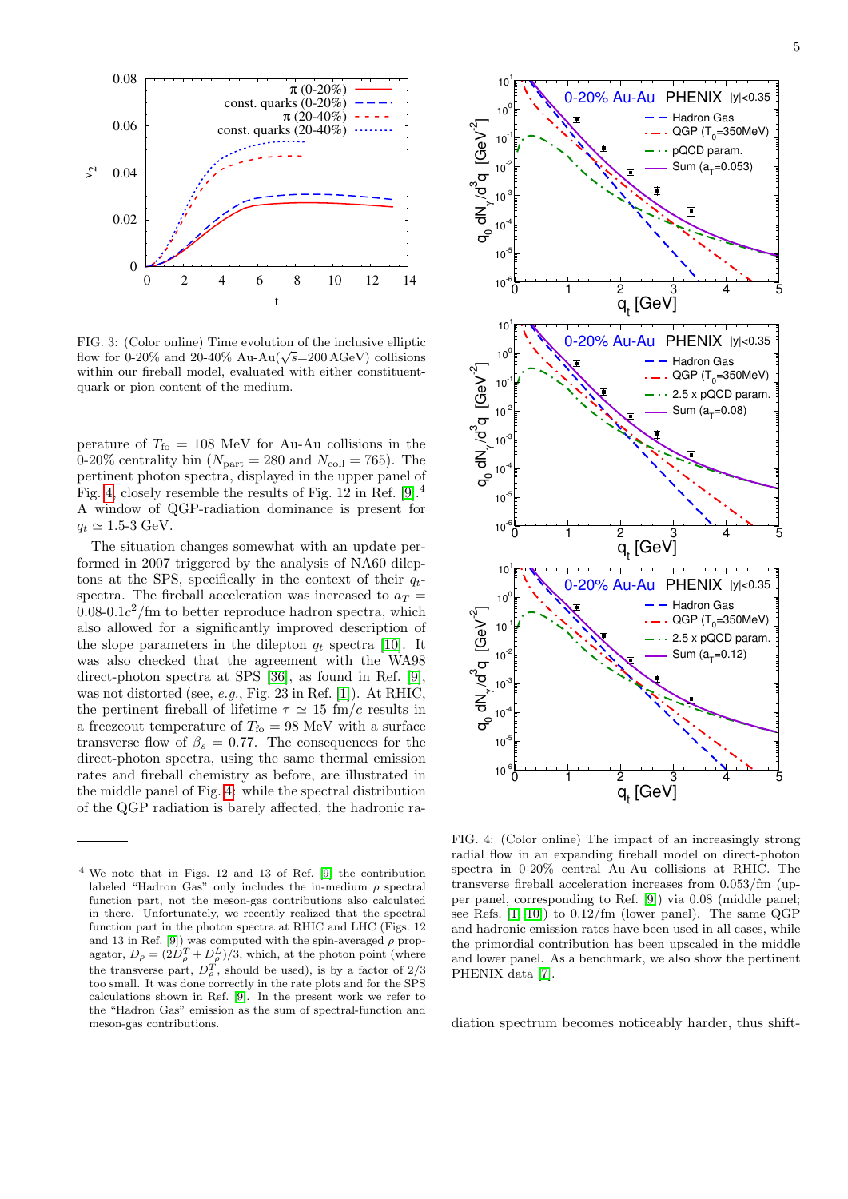FIG. 3: (Color online) Time evolution of the inclusive elliptic flow for 0-20% and 20-40% Au-Au($\sqrt{s}$=200 AGeV) collisions within our fireball model, evaluated with either constituent-quark or pion content of the medium.

perature of $T_{\rm fo}$ = 108 MeV for Au-Au collisions in the 0-20% centrality bin ($N_{\rm part}$ = 280 and $N_{\rm coll}$ = 765). The pertinent photon spectra, displayed in the upper panel of Fig. 4, closely resemble the results of Fig. 12 in Ref. [9].[4] A window of QGP-radiation dominance is present for $q_t \simeq$ 1.5-3 GeV.

The situation changes somewhat with an update performed in 2007 triggered by the analysis of NA60 dileptons at the SPS, specifically in the context of their $q_t$-spectra. The fireball acceleration was increased to $a_T$ = 0.08-0.1$c^2$/fm to better reproduce hadron spectra, which also allowed for a significantly improved description of the slope parameters in the dilepton $q_t$ spectra [10]. It was also checked that the agreement with the WA98 direct-photon spectra [36], as found in Ref. [9], was not distorted (see, *e.g.*, Fig. 23 in Ref. [1]). At RHIC, the pertinent fireball of lifetime $\tau \simeq$ 15 fm/$c$ results in a freezeout temperature of $T_{\rm fo}$ = 98 MeV with a surface transverse flow of $\beta_s$ = 0.77. The consequences for the direct-photon spectra, using the same thermal emission rates and fireball chemistry as before, are illustrated in the middle panel of Fig. 4: while the spectral distribution of the QGP radiation is barely affected, the hadronic radiation spectrum becomes noticeably harder, thus shift-

FIG. 4: (Color online) The impact of an increasingly strong radial flow in an expanding fireball model on direct-photon spectra in 0-20% central Au-Au collisions at RHIC. The transverse fireball acceleration increases from 0.053/fm (upper panel, corresponding to Ref. [9]) via 0.08 (middle panel; see Refs. [1, 10]) to 0.12/fm (lower panel). The same QGP and hadronic emission rates have been used in all cases, while the primordial contribution has been upscaled in the middle and lower panel. As a benchmark, we also show the pertinent PHENIX data [7].

[4] We note that in Figs. 12 and 13 of Ref. [9] the contribution labeled "Hadron Gas" only includes the in-medium $\rho$ spectral function part, not the meson-gas contributions also calculated in there. Unfortunately, we recently realized that the spectral function part in the photon spectra at RHIC and LHC (Figs. 12 and 13 in Ref. [9]) was computed with the spin-averaged $\rho$ propagator, $D_\rho = (2D_\rho^T + D_\rho^L)/3$, which, at the photon point (where the transverse part, $D_\rho^T$, should be used), is by a factor of 2/3 too small. It was done correctly in the rate plots and for the SPS calculations shown in Ref. [9]. In the present work we refer to the "Hadron Gas" emission as the sum of spectral-function and meson-gas contributions.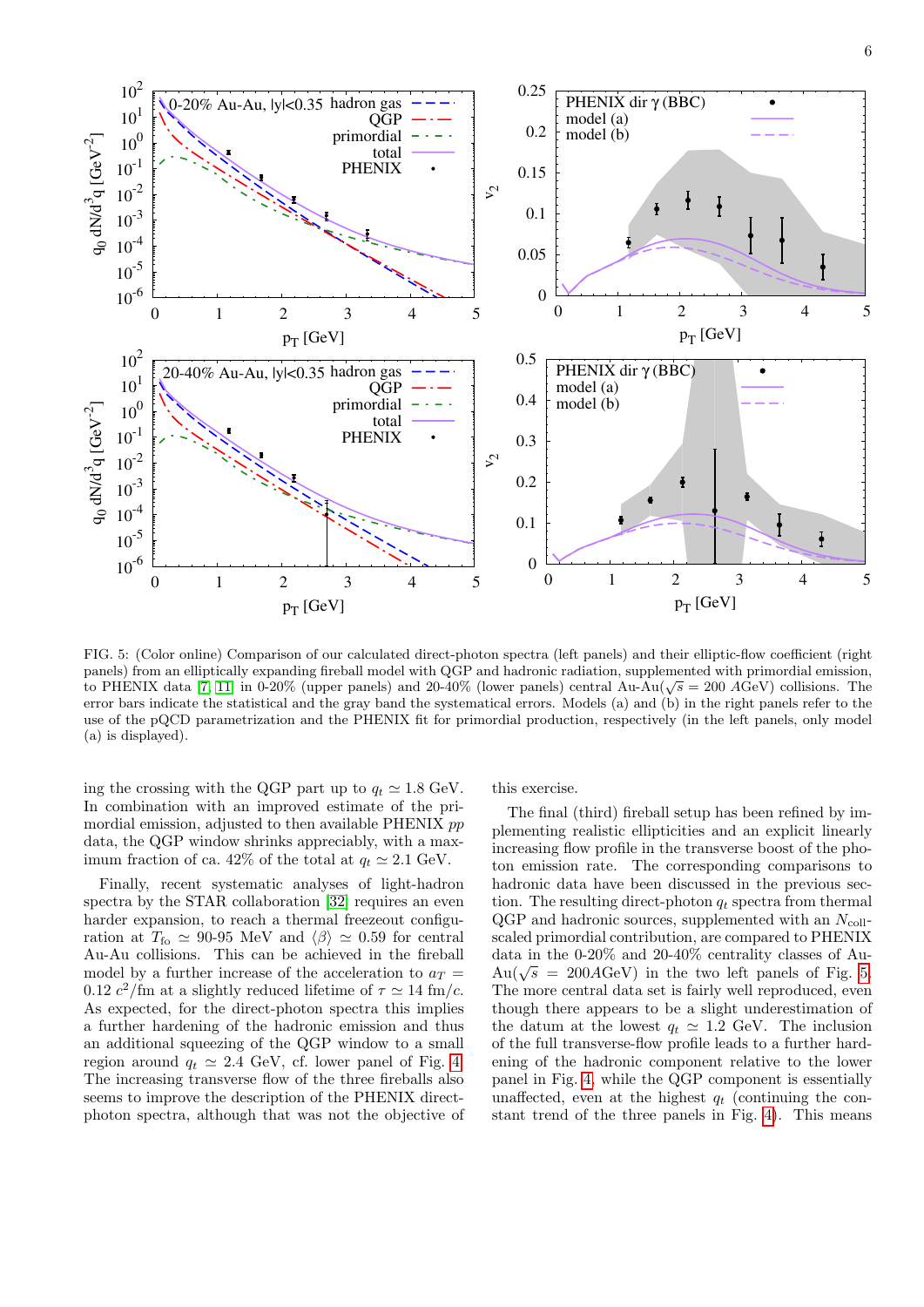FIG. 5: (Color online) Comparison of our calculated direct-photon spectra (left panels) and their elliptic-flow coefficient (right panels) from an elliptically expanding fireball model with QGP and hadronic radiation, supplemented with primordial emission, to PHENIX data [7, 11] in 0-20% (upper panels) and 20-40% (lower panels) central Au-Au($\sqrt{s}$ = 200 $A$GeV) collisions. The error bars indicate the statistical and the gray band the systematical errors. Models (a) and (b) in the right panels refer to the use of the pQCD parametrization and the PHENIX fit for primordial production, respectively (in the left panels, only model (a) is displayed).

ing the crossing with the QGP part up to $q_t \simeq 1.8$ GeV. In combination with an improved estimate of the primordial emission, adjusted to then available PHENIX $pp$ data, the QGP window shrinks appreciably, with a maximum fraction of ca. 42% of the total at $q_t \simeq 2.1$ GeV.

Finally, recent systematic analyses of light-hadron spectra by the STAR collaboration [32] requires an even harder expansion, to reach a thermal freezeout configuration at $T_{\rm fo} \simeq$ 90-95 MeV and $\langle\beta\rangle \simeq 0.59$ for central Au-Au collisions. This can be achieved in the fireball model by a further increase of the acceleration to $a_T = 0.12\,c^2$/fm at a slightly reduced lifetime of $\tau \simeq 14$ fm/$c$. As expected, for the direct-photon spectra this implies a further hardening of the hadronic emission and thus an additional squeezing of the QGP window to a small region around $q_t \simeq 2.4$ GeV, cf. lower panel of Fig. 4. The increasing transverse flow of the three fireballs also seems to improve the description of the PHENIX direct-photon spectra, although that was not the objective of this exercise.

The final (third) fireball setup has been refined by implementing realistic ellipticities and an explicit linearly increasing flow profile in the transverse boost of the photon emission rate. The corresponding comparisons to hadronic data have been discussed in the previous section. The resulting direct-photon $q_t$ spectra from thermal QGP and hadronic sources, supplemented with an $N_{\rm coll}$-scaled primordial contribution, are compared to PHENIX data in the 0-20% and 20-40% centrality classes of Au-Au($\sqrt{s}$ = 200$A$GeV) in the two left panels of Fig. 5. The more central data set is fairly well reproduced, even though there appears to be a slight underestimation of the datum at the lowest $q_t \simeq 1.2$ GeV. The inclusion of the full transverse-flow profile leads to a further hardening of the hadronic component relative to the lower panel in Fig. 4, while the QGP component is essentially unaffected, even at the highest $q_t$ (continuing the constant trend of the three panels in Fig. 4). This means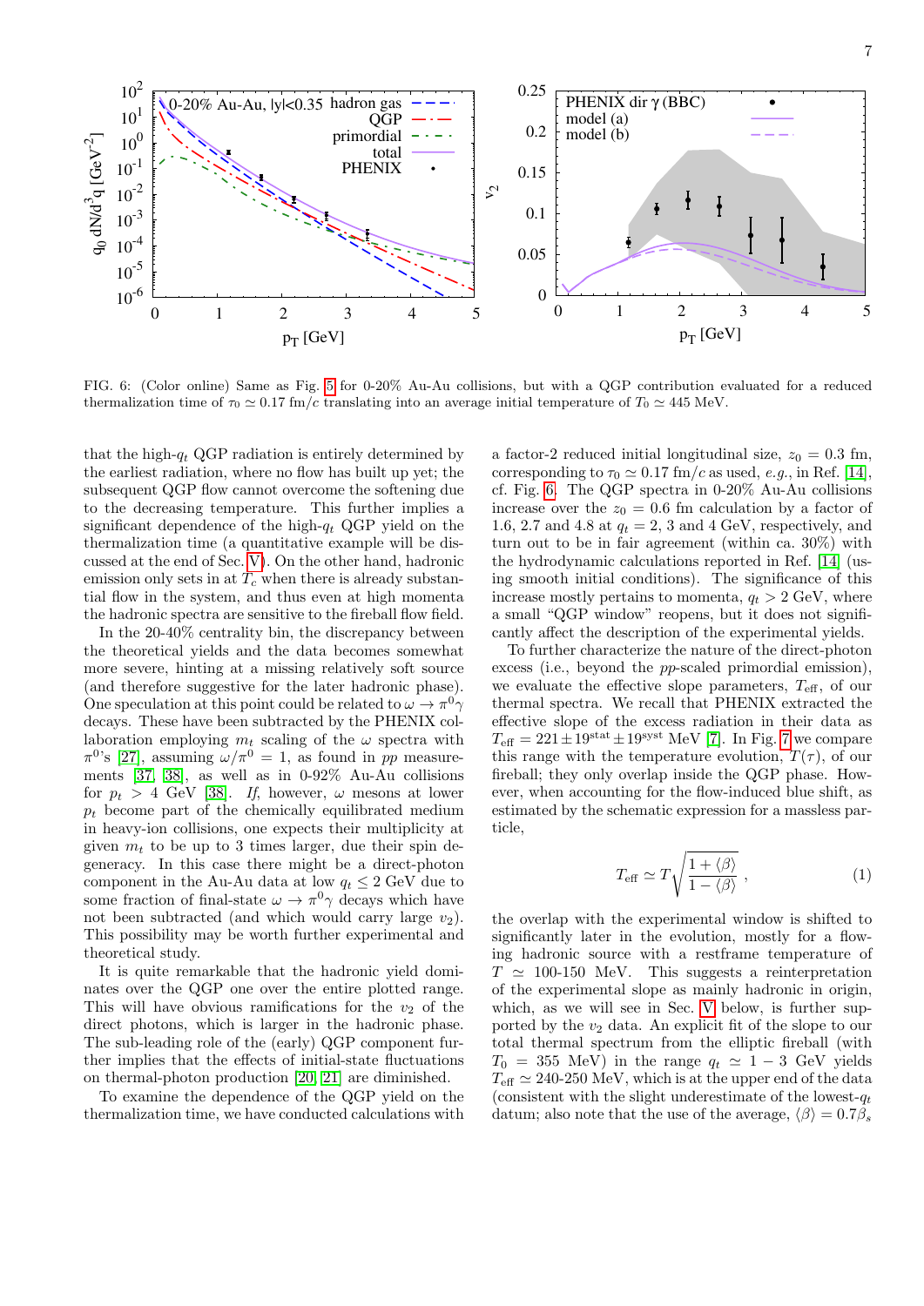FIG. 6: (Color online) Same as Fig. 5 for 0-20% Au-Au collisions, but with a QGP contribution evaluated for a reduced thermalization time of $\tau_0 \simeq 0.17$ fm/$c$ translating into an average initial temperature of $T_0 \simeq 445$ MeV.

that the high-$q_t$ QGP radiation is entirely determined by the earliest radiation, where no flow has built up yet; the subsequent QGP flow cannot overcome the softening due to the decreasing temperature. This further implies a significant dependence of the high-$q_t$ QGP yield on the thermalization time (a quantitative example will be discussed at the end of Sec. V). On the other hand, hadronic emission only sets in at $T_c$ when there is already substantial flow in the system, and thus even at high momenta the hadronic spectra are sensitive to the fireball flow field.

In the 20-40% centrality bin, the discrepancy between the theoretical yields and the data becomes somewhat more severe, hinting at a missing relatively soft source (and therefore suggestive for the later hadronic phase). One speculation at this point could be related to $\omega \to \pi^0\gamma$ decays. These have been subtracted by the PHENIX collaboration employing $m_t$ scaling of the $\omega$ spectra with $\pi^0$'s [27], assuming $\omega/\pi^0 = 1$, as found in $pp$ measurements [37, 38], as well as in 0-92% Au-Au collisions for $p_t > 4$ GeV [38]. *If*, however, $\omega$ mesons at lower $p_t$ become part of the chemically equilibrated medium in heavy-ion collisions, one expects their multiplicity at given $m_t$ to be up to 3 times larger, due their spin degeneracy. In this case there might be a direct-photon component in the Au-Au data at low $q_t \leq 2$ GeV due to some fraction of final-state $\omega \to \pi^0\gamma$ decays which have not been subtracted (and which would carry large $v_2$). This possibility may be worth further experimental and theoretical study.

It is quite remarkable that the hadronic yield dominates over the QGP one over the entire plotted range. This will have obvious ramifications for the $v_2$ of the direct photons, which is larger in the hadronic phase. The sub-leading role of the (early) QGP component further implies that the effects of initial-state fluctuations on thermal-photon production [20, 21] are diminished.

To examine the dependence of the QGP yield on the thermalization time, we have conducted calculations with a factor-2 reduced initial longitudinal size, $z_0 = 0.3$ fm, corresponding to $\tau_0 \simeq 0.17$ fm/$c$ as used, *e.g.*, in Ref. [14], cf. Fig. 6. The QGP spectra in 0-20% Au-Au collisions increase over the $z_0 = 0.6$ fm calculation by a factor of 1.6, 2.7 and 4.8 at $q_t = 2$, 3 and 4 GeV, respectively, and turn out to be in fair agreement (within ca. 30%) with the hydrodynamic calculations reported in Ref. [14] (using smooth initial conditions). The significance of this increase mostly pertains to momenta, $q_t > 2$ GeV, where a small "QGP window" reopens, but it does not significantly affect the description of the experimental yields.

To further characterize the nature of the direct-photon excess (i.e., beyond the $pp$-scaled primordial emission), we evaluate the effective slope parameters, $T_{\rm eff}$, of our thermal spectra. We recall that PHENIX extracted the effective slope of the excess radiation in their data as $T_{\rm eff} = 221 \pm 19^{\rm stat} \pm 19^{\rm syst}$ MeV [7]. In Fig. 7 we compare this range with the temperature evolution, $T(\tau)$, of our fireball; they only overlap inside the QGP phase. However, when accounting for the flow-induced blue shift, as estimated by the schematic expression for a massless particle,

$$T_{\rm eff} \simeq T\sqrt{\frac{1+\langle\beta\rangle}{1-\langle\beta\rangle}} \;, \tag{1}$$

the overlap with the experimental window is shifted to significantly later in the evolution, mostly for a flowing hadronic source with a restframe temperature of $T \simeq$ 100-150 MeV. This suggests a reinterpretation of the experimental slope as mainly hadronic in origin, which, as we will see in Sec. V below, is further supported by the $v_2$ data. An explicit fit of the slope to our total thermal spectrum from the elliptic fireball (with $T_0 = 355$ MeV) in the range $q_t \simeq 1-3$ GeV yields $T_{\rm eff} \simeq$ 240-250 MeV, which is at the upper end of the data (consistent with the slight underestimate of the lowest-$q_t$ datum; also note that the use of the average, $\langle\beta\rangle = 0.7\beta_s$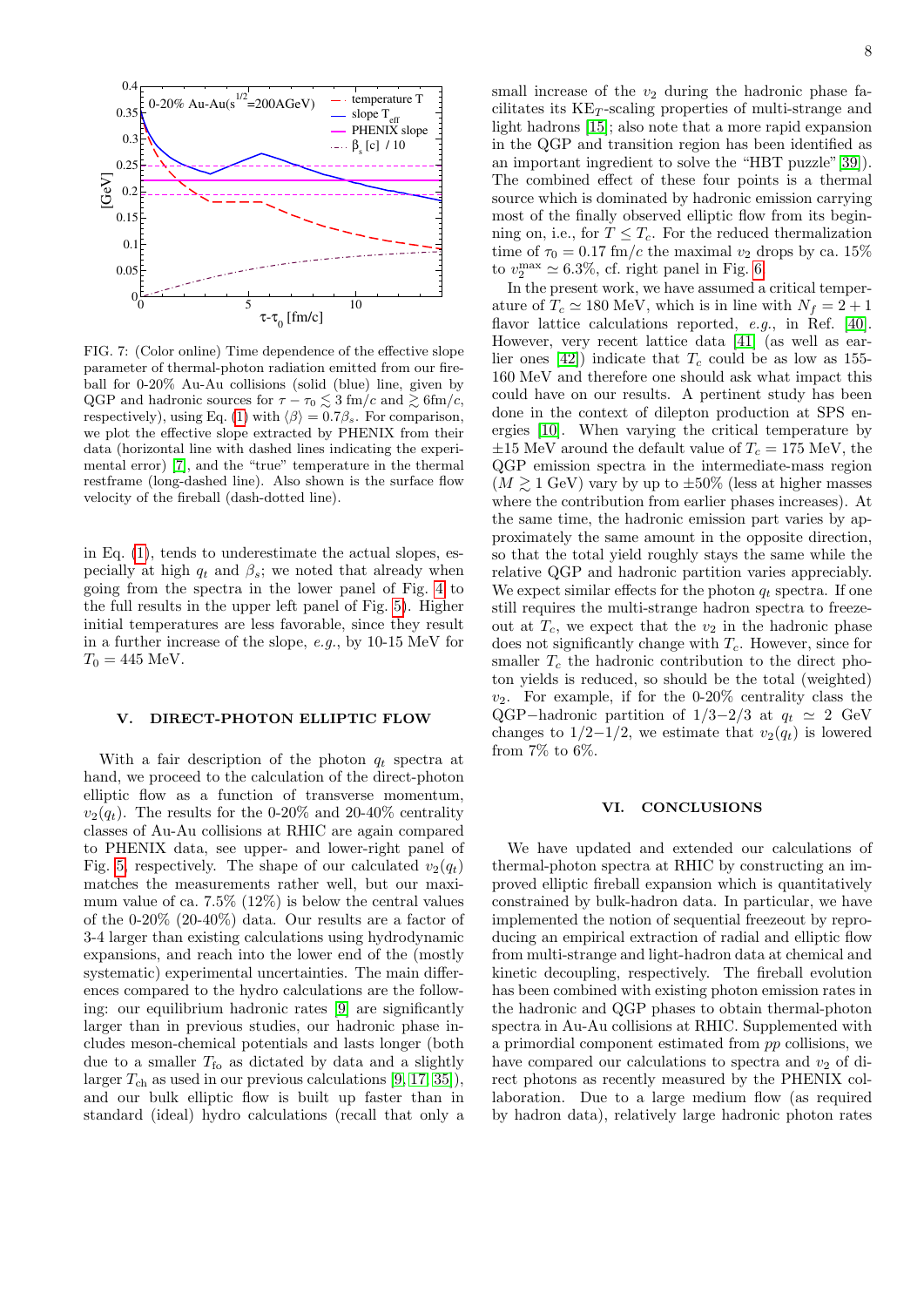FIG. 7: (Color online) Time dependence of the effective slope parameter of thermal-photon radiation emitted from our fireball for 0-20% Au-Au collisions (solid (blue) line, given by QGP and hadronic sources for $\tau - \tau_0 \lesssim 3$ fm/$c$ and $\gtrsim 6$fm/$c$, respectively), using Eq. (1) with $\langle\beta\rangle = 0.7\beta_s$. For comparison, we plot the effective slope extracted by PHENIX from their data (horizontal line with dashed lines indicating the experimental error) [7], and the "true" temperature in the thermal restframe (long-dashed line). Also shown is the surface flow velocity of the fireball (dash-dotted line).

in Eq. (1), tends to underestimate the actual slopes, especially at high $q_t$ and $\beta_s$; we noted that already when going from the spectra in the lower panel of Fig. 4 to the full results in the upper left panel of Fig. 5). Higher initial temperatures are less favorable, since they result in a further increase of the slope, *e.g.*, by 10-15 MeV for $T_0 = 445$ MeV.

## V. DIRECT-PHOTON ELLIPTIC FLOW

With a fair description of the photon $q_t$ spectra at hand, we proceed to the calculation of the direct-photon elliptic flow as a function of transverse momentum, $v_2(q_t)$. The results for the 0-20% and 20-40% centrality classes of Au-Au collisions at RHIC are again compared to PHENIX data, see upper- and lower-right panel of Fig. 5, respectively. The shape of our calculated $v_2(q_t)$ matches the measurements rather well, but our maximum value of ca. 7.5% (12%) is below the central values of the 0-20% (20-40%) data. Our results are a factor of 3-4 larger than existing calculations using hydrodynamic expansions, and reach into the lower end of the (mostly systematic) experimental uncertainties. The main differences compared to the hydro calculations are the following: our equilibrium hadronic rates [9] are significantly larger than in previous studies, our hadronic phase includes meson-chemical potentials and lasts longer (both due to a smaller $T_{\rm fo}$ as dictated by data and a slightly larger $T_{\rm ch}$ as used in our previous calculations [9, 17, 35]), and our bulk elliptic flow is built up faster than in standard (ideal) hydro calculations (recall that only a small increase of the $v_2$ during the hadronic phase facilitates its $\mathrm{KE}_T$-scaling properties of multi-strange and light hadrons [15]; also note that a more rapid expansion in the QGP and transition region has been identified as an important ingredient to solve the "HBT puzzle" [39]). The combined effect of these four points is a thermal source which is dominated by hadronic emission carrying most of the finally observed elliptic flow from its beginning on, i.e., for $T \leq T_c$. For the reduced thermalization time of $\tau_0 = 0.17$ fm/$c$ the maximal $v_2$ drops by ca. 15% to $v_2^{\rm max} \simeq 6.3\%$, cf. right panel in Fig. 6.

In the present work, we have assumed a critical temperature of $T_c \simeq 180$ MeV, which is in line with $N_f = 2 + 1$ flavor lattice calculations reported, *e.g.*, in Ref. [40]. However, very recent lattice data [41] (as well as earlier ones [42]) indicate that $T_c$ could be as low as 155-160 MeV and therefore one should ask what impact this could have on our results. A pertinent study has been done in the context of dilepton production at SPS energies [10]. When varying the critical temperature by $\pm 15$ MeV around the default value of $T_c = 175$ MeV, the QGP emission spectra in the intermediate-mass region ($M \gtrsim 1$ GeV) vary by up to $\pm 50\%$ (less at higher masses where the contribution from earlier phases increases). At the same time, the hadronic emission part varies by approximately the same amount in the opposite direction, so that the total yield roughly stays the same while the relative QGP and hadronic partition varies appreciably. We expect similar effects for the photon $q_t$ spectra. If one still requires the multi-strange hadron spectra to freeze-out at $T_c$, we expect that the $v_2$ in the hadronic phase does not significantly change with $T_c$. However, since for smaller $T_c$ the hadronic contribution to the direct photon yields is reduced, so should be the total (weighted) $v_2$. For example, if for the 0-20% centrality class the QGP−hadronic partition of 1/3−2/3 at $q_t \simeq 2$ GeV changes to 1/2−1/2, we estimate that $v_2(q_t)$ is lowered from 7% to 6%.

## VI. CONCLUSIONS

We have updated and extended our calculations of thermal-photon spectra at RHIC by constructing an improved elliptic fireball expansion which is quantitatively constrained by bulk-hadron data. In particular, we have implemented the notion of sequential freezeout by reproducing an empirical extraction of radial and elliptic flow from multi-strange and light-hadron data at chemical and kinetic decoupling, respectively. The fireball evolution has been combined with existing photon emission rates in the hadronic and QGP phases to obtain thermal-photon spectra in Au-Au collisions at RHIC. Supplemented with a primordial component estimated from $pp$ collisions, we have compared our calculations to spectra and $v_2$ of direct photons as recently measured by the PHENIX collaboration. Due to a large medium flow (as required by hadron data), relatively large hadronic photon rates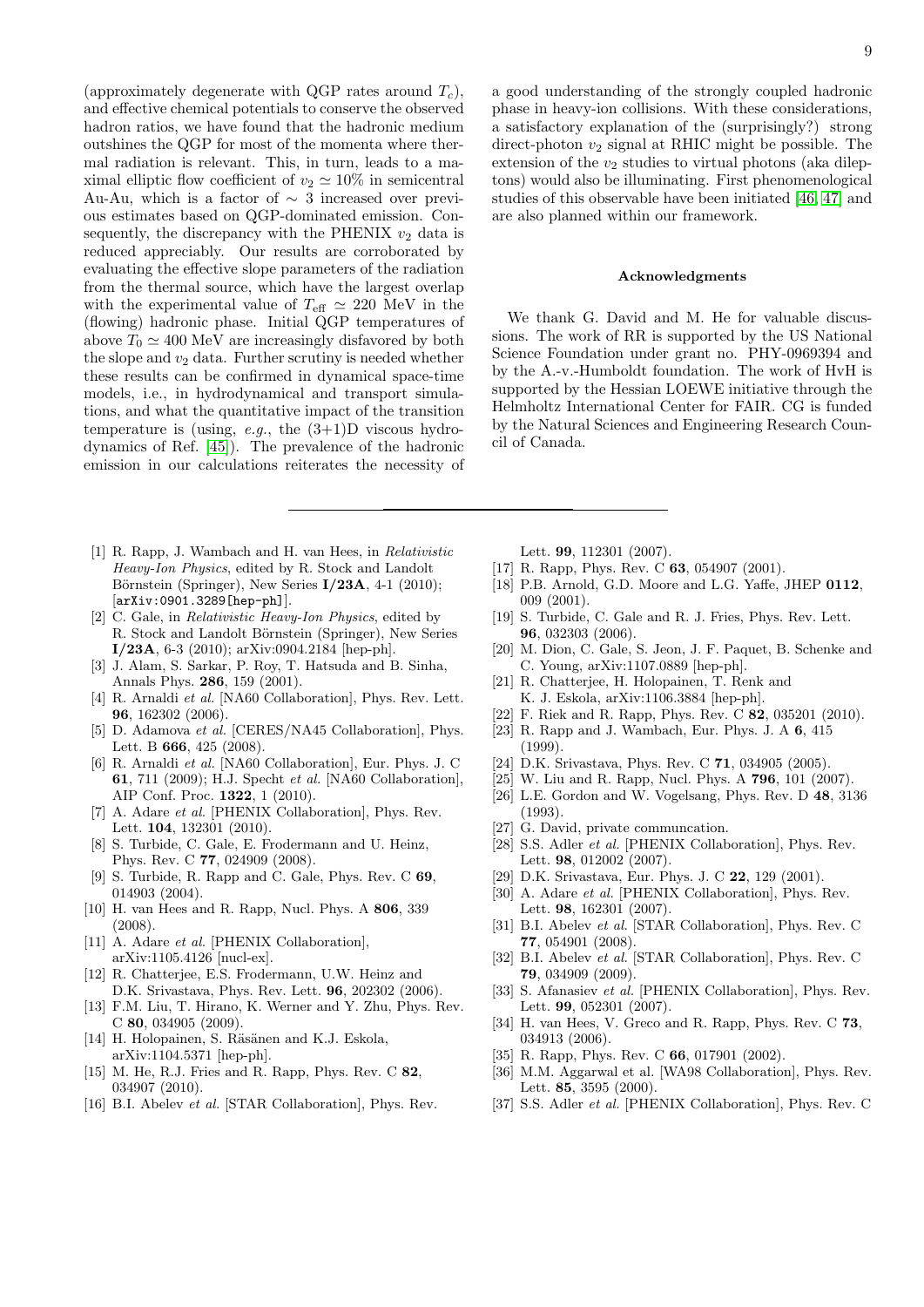(approximately degenerate with QGP rates around $T_c$), and effective chemical potentials to conserve the observed hadron ratios, we have found that the hadronic medium outshines the QGP for most of the momenta where thermal radiation is relevant. This, in turn, leads to a maximal elliptic flow coefficient of $v_2 \simeq 10\%$ in semicentral Au-Au, which is a factor of $\sim 3$ increased over previous estimates based on QGP-dominated emission. Consequently, the discrepancy with the PHENIX $v_2$ data is reduced appreciably. Our results are corroborated by evaluating the effective slope parameters of the radiation from the thermal source, which have the largest overlap with the experimental value of $T_{\rm eff} \simeq 220$ MeV in the (flowing) hadronic phase. Initial QGP temperatures of above $T_0 \simeq 400$ MeV are increasingly disfavored by both the slope and $v_2$ data. Further scrutiny is needed whether these results can be confirmed in dynamical space-time models, i.e., in hydrodynamical and transport simulations, and what the quantitative impact of the transition temperature is (using, *e.g.*, the (3+1)D viscous hydrodynamics of Ref. [45]). The prevalence of the hadronic emission in our calculations reiterates the necessity of a good understanding of the strongly coupled hadronic phase in heavy-ion collisions. With these considerations, a satisfactory explanation of the (surprisingly?) strong direct-photon $v_2$ signal at RHIC might be possible. The extension of the $v_2$ studies to virtual photons (aka dileptons) would also be illuminating. First phenomenological studies of this observable have been initiated [46, 47] and are also planned within our framework.

### Acknowledgments

We thank G. David and M. He for valuable discussions. The work of RR is supported by the US National Science Foundation under grant no. PHY-0969394 and by the A.-v.-Humboldt foundation. The work of HvH is supported by the Hessian LOEWE initiative through the Helmholtz International Center for FAIR. CG is funded by the Natural Sciences and Engineering Research Council of Canada.

---

[1] R. Rapp, J. Wambach and H. van Hees, in *Relativistic Heavy-Ion Physics*, edited by R. Stock and Landolt Börnstein (Springer), New Series **I/23A**, 4-1 (2010); [arXiv:0901.3289[hep-ph]].

[2] C. Gale, in *Relativistic Heavy-Ion Physics*, edited by R. Stock and Landolt Börnstein (Springer), New Series **I/23A**, 6-3 (2010); arXiv:0904.2184 [hep-ph].

[3] J. Alam, S. Sarkar, P. Roy, T. Hatsuda and B. Sinha, Annals Phys. **286**, 159 (2001).

[4] R. Arnaldi *et al.* [NA60 Collaboration], Phys. Rev. Lett. **96**, 162302 (2006).

[5] D. Adamova *et al.* [CERES/NA45 Collaboration], Phys. Lett. B **666**, 425 (2008).

[6] R. Arnaldi *et al.* [NA60 Collaboration], Eur. Phys. J. C **61**, 711 (2009); H.J. Specht *et al.* [NA60 Collaboration], AIP Conf. Proc. **1322**, 1 (2010).

[7] A. Adare *et al.* [PHENIX Collaboration], Phys. Rev. Lett. **104**, 132301 (2010).

[8] S. Turbide, C. Gale, E. Frodermann and U. Heinz, Phys. Rev. C **77**, 024909 (2008).

[9] S. Turbide, R. Rapp and C. Gale, Phys. Rev. C **69**, 014903 (2004).

[10] H. van Hees and R. Rapp, Nucl. Phys. A **806**, 339 (2008).

[11] A. Adare *et al.* [PHENIX Collaboration], arXiv:1105.4126 [nucl-ex].

[12] R. Chatterjee, E.S. Frodermann, U.W. Heinz and D.K. Srivastava, Phys. Rev. Lett. **96**, 202302 (2006).

[13] F.M. Liu, T. Hirano, K. Werner and Y. Zhu, Phys. Rev. C **80**, 034905 (2009).

[14] H. Holopainen, S. Räsänen and K.J. Eskola, arXiv:1104.5371 [hep-ph].

[15] M. He, R.J. Fries and R. Rapp, Phys. Rev. C **82**, 034907 (2010).

[16] B.I. Abelev *et al.* [STAR Collaboration], Phys. Rev. Lett. **99**, 112301 (2007).

[17] R. Rapp, Phys. Rev. C **63**, 054907 (2001).

[18] P.B. Arnold, G.D. Moore and L.G. Yaffe, JHEP **0112**, 009 (2001).

[19] S. Turbide, C. Gale and R. J. Fries, Phys. Rev. Lett. **96**, 032303 (2006).

[20] M. Dion, C. Gale, S. Jeon, J. F. Paquet, B. Schenke and C. Young, arXiv:1107.0889 [hep-ph].

[21] R. Chatterjee, H. Holopainen, T. Renk and K. J. Eskola, arXiv:1106.3884 [hep-ph].

[22] F. Riek and R. Rapp, Phys. Rev. C **82**, 035201 (2010).

[23] R. Rapp and J. Wambach, Eur. Phys. J. A **6**, 415 (1999).

[24] D.K. Srivastava, Phys. Rev. C **71**, 034905 (2005).

[25] W. Liu and R. Rapp, Nucl. Phys. A **796**, 101 (2007).

[26] L.E. Gordon and W. Vogelsang, Phys. Rev. D **48**, 3136 (1993).

[27] G. David, private communcation.

[28] S.S. Adler *et al.* [PHENIX Collaboration], Phys. Rev. Lett. **98**, 012002 (2007).

[29] D.K. Srivastava, Eur. Phys. J. C **22**, 129 (2001).

[30] A. Adare *et al.* [PHENIX Collaboration], Phys. Rev. Lett. **98**, 162301 (2007).

[31] B.I. Abelev *et al.* [STAR Collaboration], Phys. Rev. C **77**, 054901 (2008).

[32] B.I. Abelev *et al.* [STAR Collaboration], Phys. Rev. C **79**, 034909 (2009).

[33] S. Afanasiev *et al.* [PHENIX Collaboration], Phys. Rev. Lett. **99**, 052301 (2007).

[34] H. van Hees, V. Greco and R. Rapp, Phys. Rev. C **73**, 034913 (2006).

[35] R. Rapp, Phys. Rev. C **66**, 017901 (2002).

[36] M.M. Aggarwal et al. [WA98 Collaboration], Phys. Rev. Lett. **85**, 3595 (2000).

[37] S.S. Adler *et al.* [PHENIX Collaboration], Phys. Rev. C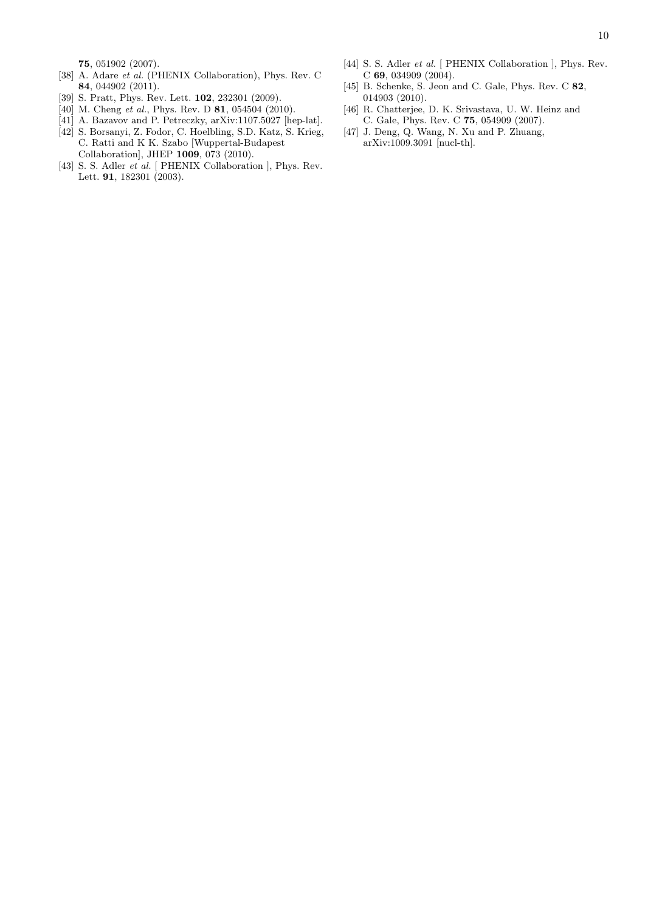**75**, 051902 (2007).

[38] A. Adare *et al.* (PHENIX Collaboration), Phys. Rev. C **84**, 044902 (2011).

[39] S. Pratt, Phys. Rev. Lett. **102**, 232301 (2009).

[40] M. Cheng *et al.*, Phys. Rev. D **81**, 054504 (2010).

[41] A. Bazavov and P. Petreczky, arXiv:1107.5027 [hep-lat].

[42] S. Borsanyi, Z. Fodor, C. Hoelbling, S.D. Katz, S. Krieg, C. Ratti and K K. Szabo [Wuppertal-Budapest Collaboration], JHEP **1009**, 073 (2010).

[43] S. S. Adler *et al.* [ PHENIX Collaboration ], Phys. Rev. Lett. **91**, 182301 (2003).

[44] S. S. Adler *et al.* [ PHENIX Collaboration ], Phys. Rev. C **69**, 034909 (2004).

[45] B. Schenke, S. Jeon and C. Gale, Phys. Rev. C **82**, 014903 (2010).

[46] R. Chatterjee, D. K. Srivastava, U. W. Heinz and C. Gale, Phys. Rev. C **75**, 054909 (2007).

[47] J. Deng, Q. Wang, N. Xu and P. Zhuang, arXiv:1009.3091 [nucl-th].